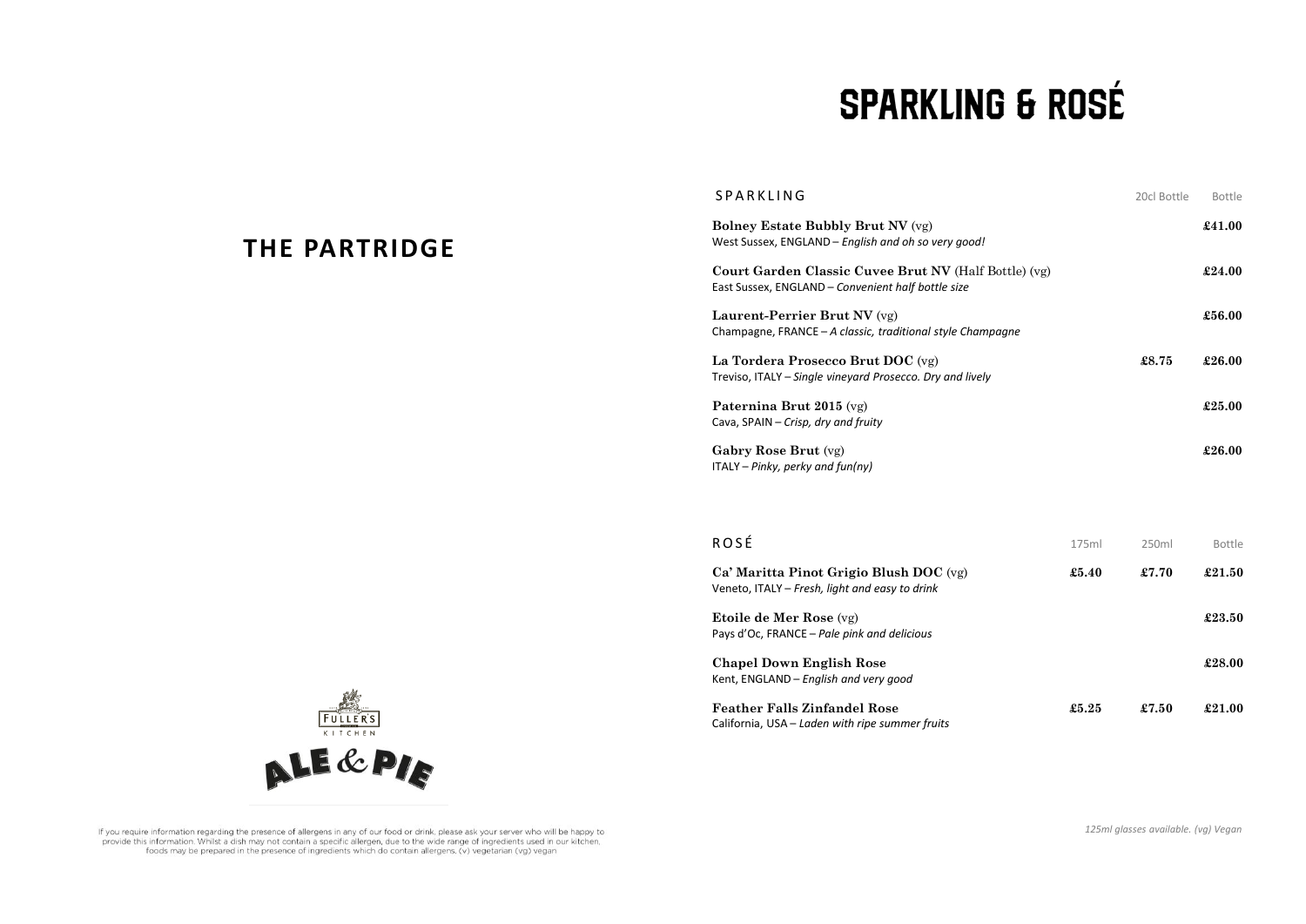## THE PARTRIDGE

# SPARKLING & ROSÉ

| SPARKLING | 20cl Bottle | Bottle |
|---|---|---|
| **Bolney Estate Bubbly Brut NV** (vg)<br>West Sussex, ENGLAND – *English and oh so very good!* | | **£41.00** |
| **Court Garden Classic Cuvee Brut NV** (Half Bottle) (vg)<br>East Sussex, ENGLAND – *Convenient half bottle size* | | **£24.00** |
| **Laurent-Perrier Brut NV** (vg)<br>Champagne, FRANCE – *A classic, traditional style Champagne* | | **£56.00** |
| **La Tordera Prosecco Brut DOC** (vg)<br>Treviso, ITALY – *Single vineyard Prosecco. Dry and lively* | **£8.75** | **£26.00** |
| **Paternina Brut 2015** (vg)<br>Cava, SPAIN – *Crisp, dry and fruity* | | **£25.00** |
| **Gabry Rose Brut** (vg)<br>ITALY – *Pinky, perky and fun(ny)* | | **£26.00** |

| ROSÉ | 175ml | 250ml | Bottle |
|---|---|---|---|
| **Ca' Maritta Pinot Grigio Blush DOC** (vg)<br>Veneto, ITALY – *Fresh, light and easy to drink* | **£5.40** | **£7.70** | **£21.50** |
| **Etoile de Mer Rose** (vg)<br>Pays d'Oc, FRANCE – *Pale pink and delicious* | | | **£23.50** |
| **Chapel Down English Rose**<br>Kent, ENGLAND – *English and very good* | | | **£28.00** |
| **Feather Falls Zinfandel Rose**<br>California, USA – *Laden with ripe summer fruits* | **£5.25** | **£7.50** | **£21.00** |

*125ml glasses available. (vg) Vegan*

FULLER'S KITCHEN
ALE & PIE

If you require information regarding the presence of allergens in any of our food or drink, please ask your server who will be happy to provide this information. Whilst a dish may not contain a specific allergen, due to the wide range of ingredients used in our kitchen, foods may be prepared in the presence of ingredients which do contain allergens. (v) vegetarian (vg) vegan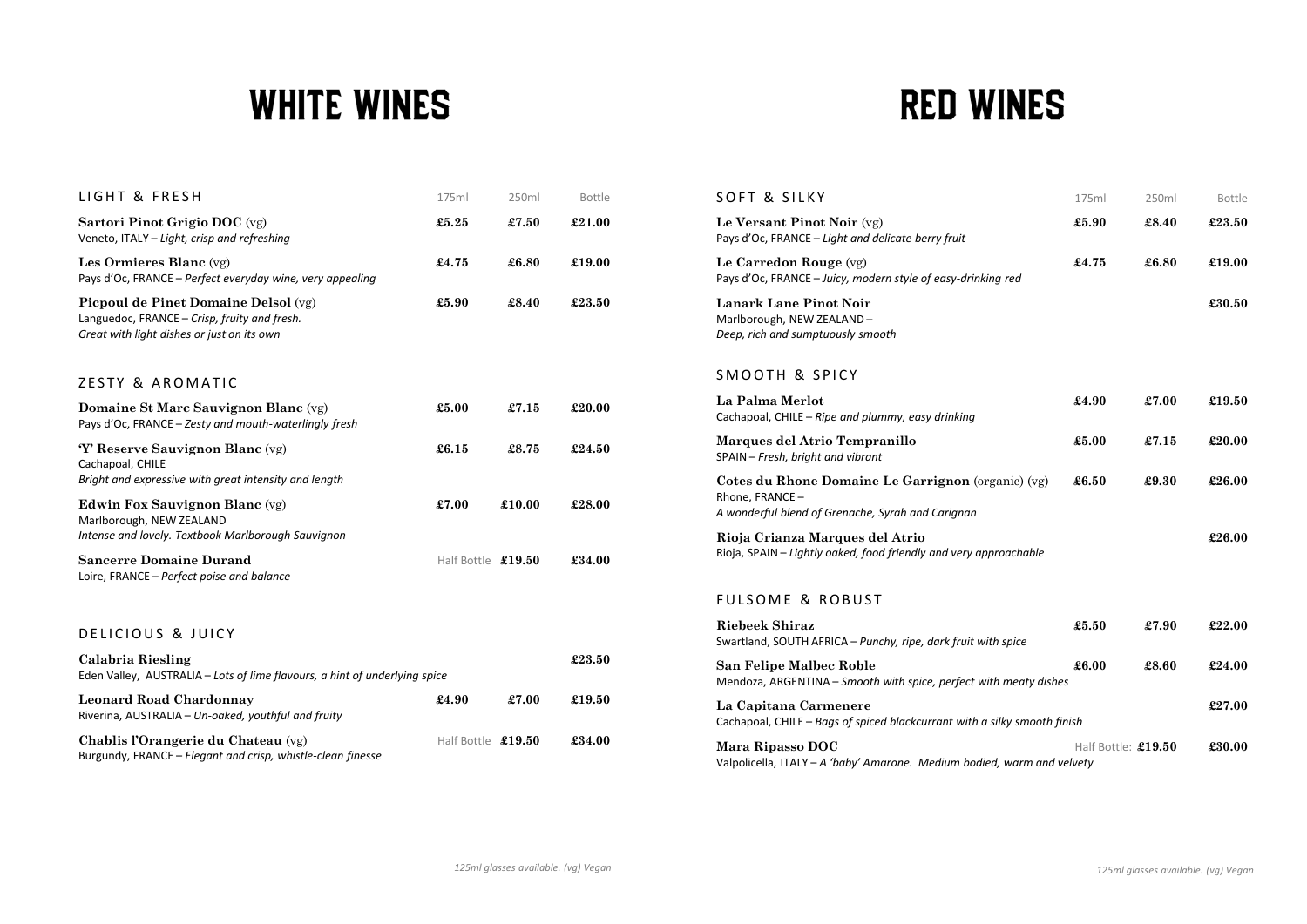# WHITE WINES

| LIGHT & FRESH | 175ml | 250ml | Bottle |
|---|---|---|---|
| **Sartori Pinot Grigio DOC** (vg)<br>Veneto, ITALY – *Light, crisp and refreshing* | **£5.25** | **£7.50** | **£21.00** |
| **Les Ormieres Blanc** (vg)<br>Pays d'Oc, FRANCE – *Perfect everyday wine, very appealing* | **£4.75** | **£6.80** | **£19.00** |
| **Picpoul de Pinet Domaine Delsol** (vg)<br>Languedoc, FRANCE – *Crisp, fruity and fresh.*<br>*Great with light dishes or just on its own* | **£5.90** | **£8.40** | **£23.50** |

| ZESTY & AROMATIC | 175ml | 250ml | Bottle |
|---|---|---|---|
| **Domaine St Marc Sauvignon Blanc** (vg)<br>Pays d'Oc, FRANCE – *Zesty and mouth-waterlingly fresh* | **£5.00** | **£7.15** | **£20.00** |
| **'Y' Reserve Sauvignon Blanc** (vg)<br>Cachapoal, CHILE<br>*Bright and expressive with great intensity and length* | **£6.15** | **£8.75** | **£24.50** |
| **Edwin Fox Sauvignon Blanc** (vg)<br>Marlborough, NEW ZEALAND<br>*Intense and lovely. Textbook Marlborough Sauvignon* | **£7.00** | **£10.00** | **£28.00** |
| **Sancerre Domaine Durand**<br>Loire, FRANCE – *Perfect poise and balance* | Half Bottle | **£19.50** | **£34.00** |

| DELICIOUS & JUICY | 175ml | 250ml | Bottle |
|---|---|---|---|
| **Calabria Riesling**<br>Eden Valley, AUSTRALIA – *Lots of lime flavours, a hint of underlying spice* | | | **£23.50** |
| **Leonard Road Chardonnay**<br>Riverina, AUSTRALIA – *Un-oaked, youthful and fruity* | **£4.90** | **£7.00** | **£19.50** |
| **Chablis l'Orangerie du Chateau** (vg)<br>Burgundy, FRANCE – *Elegant and crisp, whistle-clean finesse* | Half Bottle | **£19.50** | **£34.00** |

*125ml glasses available. (vg) Vegan*

# RED WINES

| SOFT & SILKY | 175ml | 250ml | Bottle |
|---|---|---|---|
| **Le Versant Pinot Noir** (vg)<br>Pays d'Oc, FRANCE – *Light and delicate berry fruit* | **£5.90** | **£8.40** | **£23.50** |
| **Le Carredon Rouge** (vg)<br>Pays d'Oc, FRANCE – *Juicy, modern style of easy-drinking red* | **£4.75** | **£6.80** | **£19.00** |
| **Lanark Lane Pinot Noir**<br>Marlborough, NEW ZEALAND –<br>*Deep, rich and sumptuously smooth* | | | **£30.50** |

| SMOOTH & SPICY | 175ml | 250ml | Bottle |
|---|---|---|---|
| **La Palma Merlot**<br>Cachapoal, CHILE – *Ripe and plummy, easy drinking* | **£4.90** | **£7.00** | **£19.50** |
| **Marques del Atrio Tempranillo**<br>SPAIN – *Fresh, bright and vibrant* | **£5.00** | **£7.15** | **£20.00** |
| **Cotes du Rhone Domaine Le Garrignon** (organic) (vg)<br>Rhone, FRANCE –<br>*A wonderful blend of Grenache, Syrah and Carignan* | **£6.50** | **£9.30** | **£26.00** |
| **Rioja Crianza Marques del Atrio**<br>Rioja, SPAIN – *Lightly oaked, food friendly and very approachable* | | | **£26.00** |

| FULSOME & ROBUST | 175ml | 250ml | Bottle |
|---|---|---|---|
| **Riebeek Shiraz**<br>Swartland, SOUTH AFRICA – *Punchy, ripe, dark fruit with spice* | **£5.50** | **£7.90** | **£22.00** |
| **San Felipe Malbec Roble**<br>Mendoza, ARGENTINA – *Smooth with spice, perfect with meaty dishes* | **£6.00** | **£8.60** | **£24.00** |
| **La Capitana Carmenere**<br>Cachapoal, CHILE – *Bags of spiced blackcurrant with a silky smooth finish* | | | **£27.00** |
| **Mara Ripasso DOC**<br>Valpolicella, ITALY – *A 'baby' Amarone. Medium bodied, warm and velvety* | Half Bottle: | **£19.50** | **£30.00** |

*125ml glasses available. (vg) Vegan*